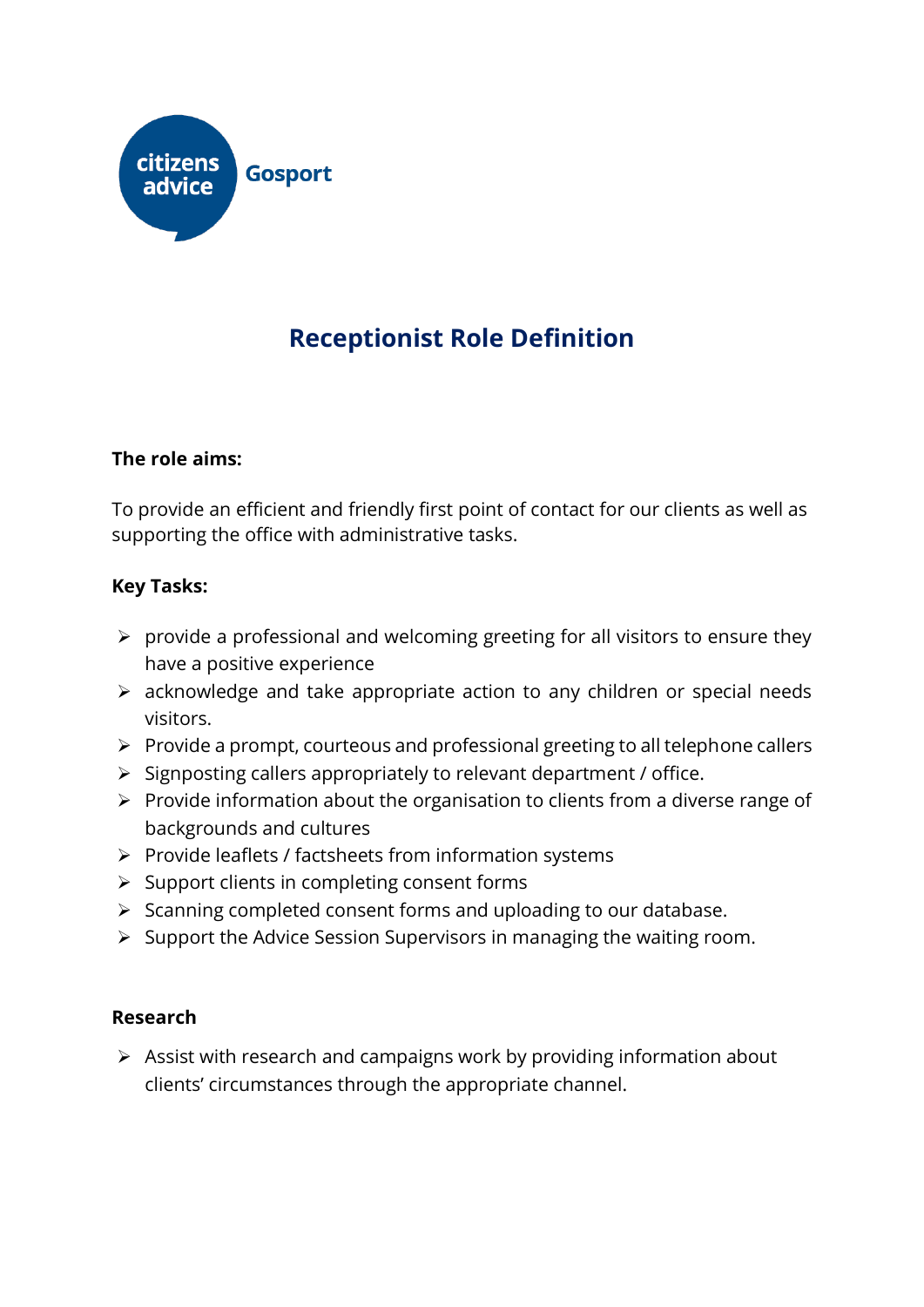citizens advice Gosport

# Receptionist Role Definition

**The role aims:**

To provide an efficient and friendly first point of contact for our clients as well as supporting the office with administrative tasks.

**Key Tasks:**

- provide a professional and welcoming greeting for all visitors to ensure they have a positive experience
- acknowledge and take appropriate action to any children or special needs visitors.
- Provide a prompt, courteous and professional greeting to all telephone callers
- Signposting callers appropriately to relevant department / office.
- Provide information about the organisation to clients from a diverse range of backgrounds and cultures
- Provide leaflets / factsheets from information systems
- Support clients in completing consent forms
- Scanning completed consent forms and uploading to our database.
- Support the Advice Session Supervisors in managing the waiting room.

**Research**

- Assist with research and campaigns work by providing information about clients' circumstances through the appropriate channel.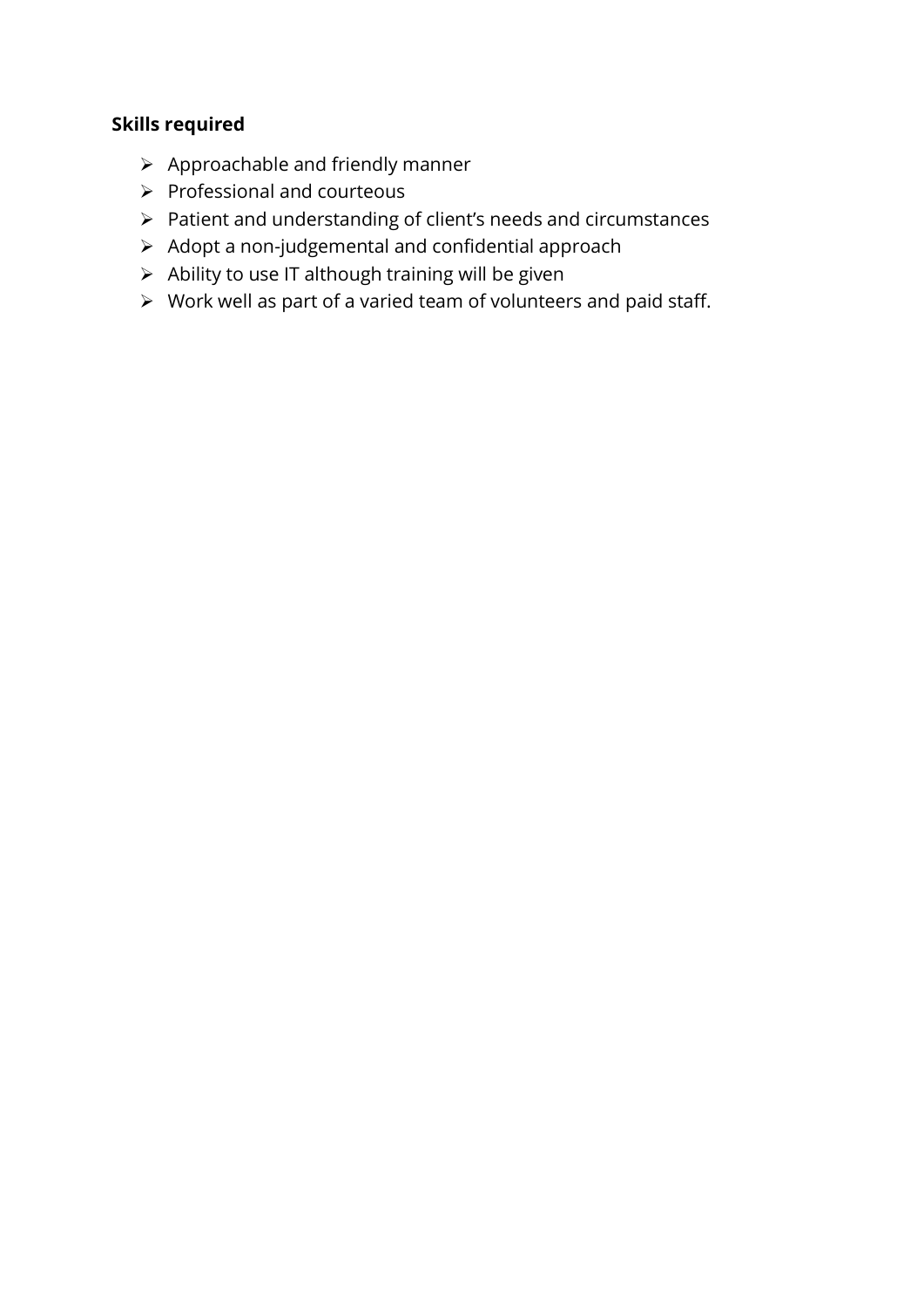**Skills required**

- Approachable and friendly manner
- Professional and courteous
- Patient and understanding of client's needs and circumstances
- Adopt a non-judgemental and confidential approach
- Ability to use IT although training will be given
- Work well as part of a varied team of volunteers and paid staff.